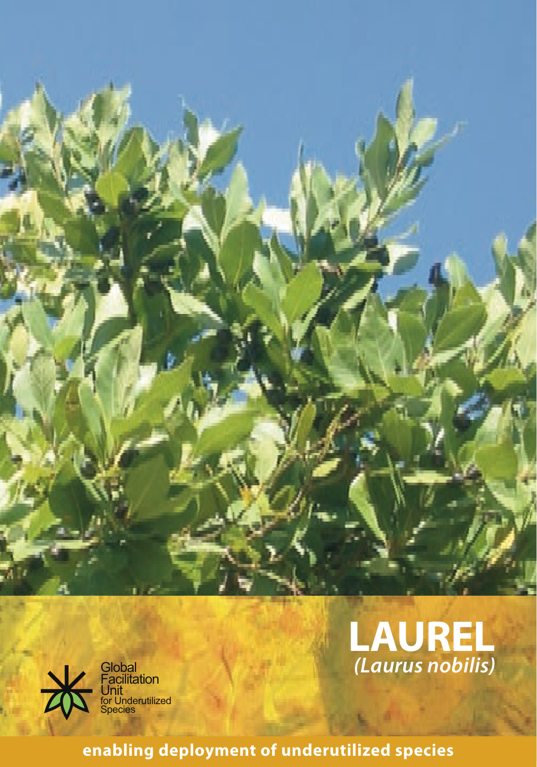# LAUREL

## *(Laurus nobilis)*

Global Facilitation Unit for Underutilized Species

**enabling deployment of underutilized species**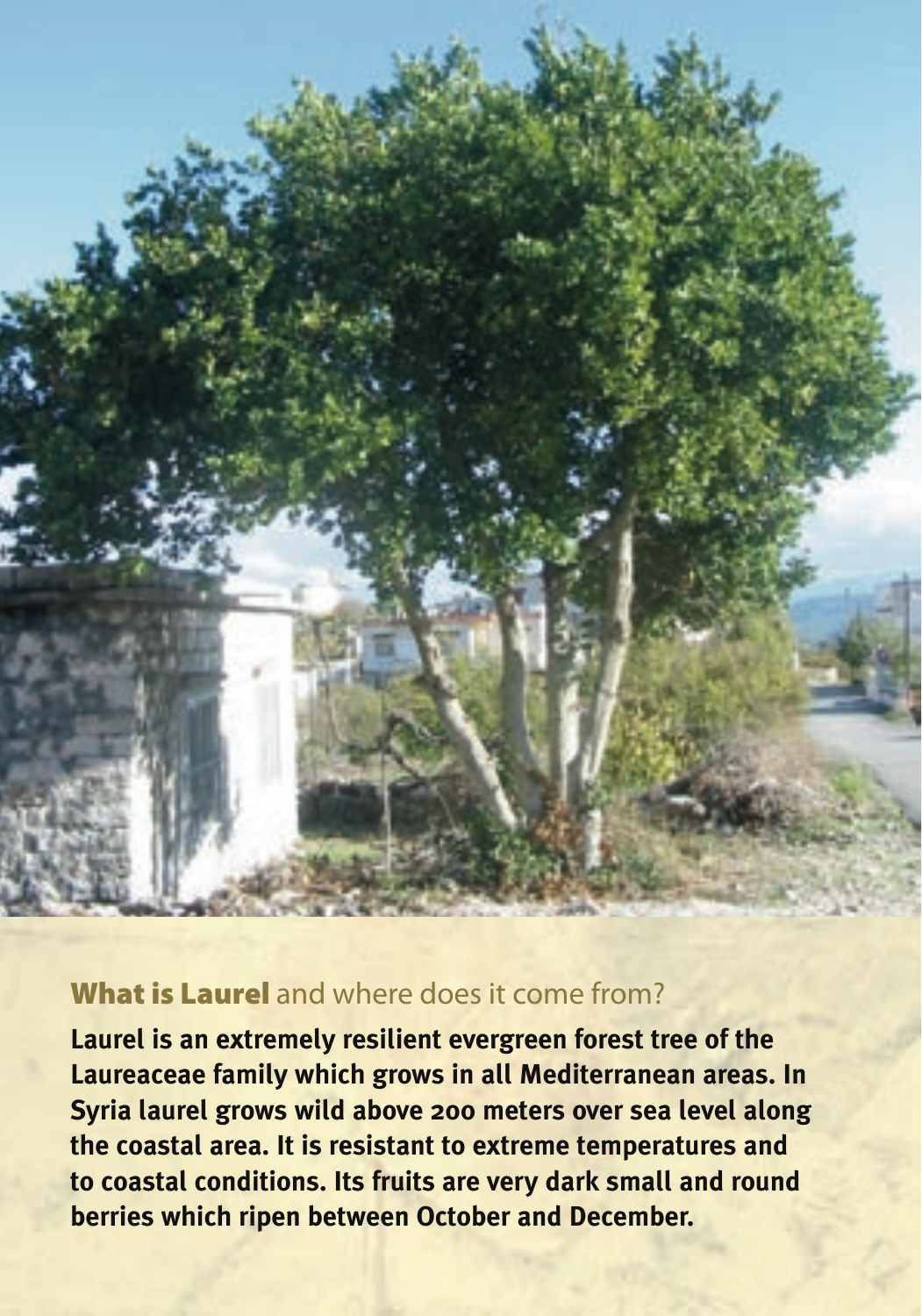## **What is Laurel** and where does it come from?

**Laurel is an extremely resilient evergreen forest tree of the Laureaceae family which grows in all Mediterranean areas. In Syria laurel grows wild above 200 meters over sea level along the coastal area. It is resistant to extreme temperatures and to coastal conditions. Its fruits are very dark small and round berries which ripen between October and December.**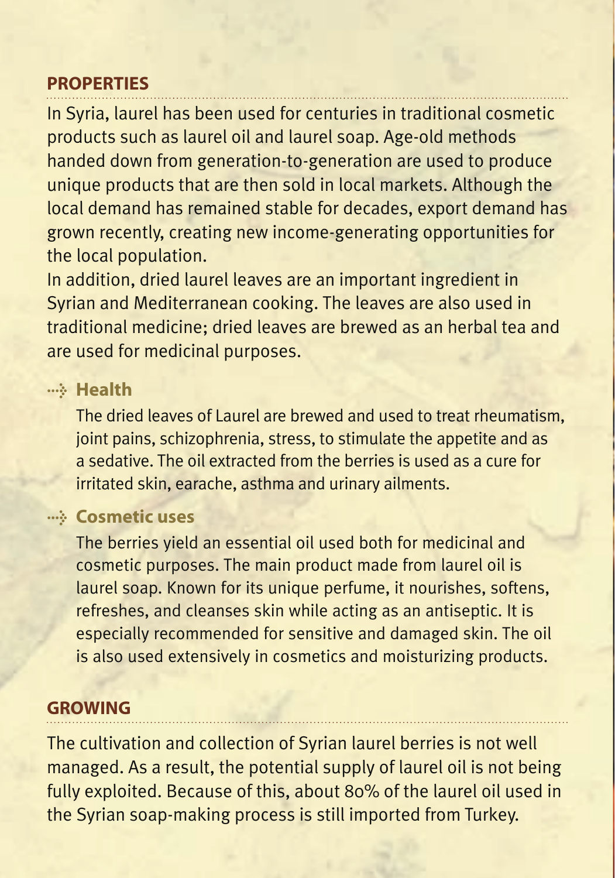## PROPERTIES

In Syria, laurel has been used for centuries in traditional cosmetic products such as laurel oil and laurel soap. Age-old methods handed down from generation-to-generation are used to produce unique products that are then sold in local markets. Although the local demand has remained stable for decades, export demand has grown recently, creating new income-generating opportunities for the local population.

In addition, dried laurel leaves are an important ingredient in Syrian and Mediterranean cooking. The leaves are also used in traditional medicine; dried leaves are brewed as an herbal tea and are used for medicinal purposes.

### Health

The dried leaves of Laurel are brewed and used to treat rheumatism, joint pains, schizophrenia, stress, to stimulate the appetite and as a sedative. The oil extracted from the berries is used as a cure for irritated skin, earache, asthma and urinary ailments.

### Cosmetic uses

The berries yield an essential oil used both for medicinal and cosmetic purposes. The main product made from laurel oil is laurel soap. Known for its unique perfume, it nourishes, softens, refreshes, and cleanses skin while acting as an antiseptic. It is especially recommended for sensitive and damaged skin. The oil is also used extensively in cosmetics and moisturizing products.

## GROWING

The cultivation and collection of Syrian laurel berries is not well managed. As a result, the potential supply of laurel oil is not being fully exploited. Because of this, about 80% of the laurel oil used in the Syrian soap-making process is still imported from Turkey.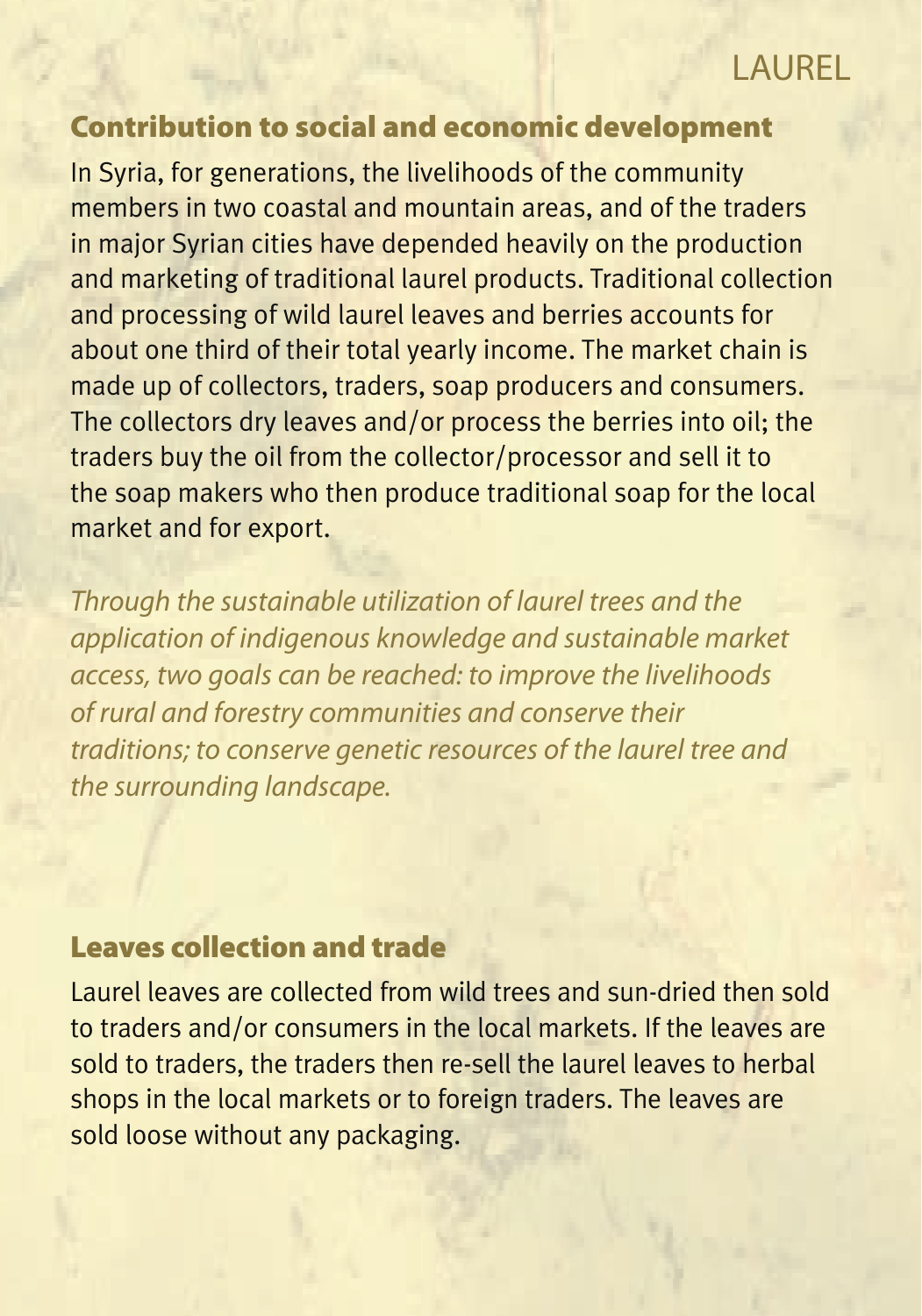## Contribution to social and economic development

In Syria, for generations, the livelihoods of the community members in two coastal and mountain areas, and of the traders in major Syrian cities have depended heavily on the production and marketing of traditional laurel products. Traditional collection and processing of wild laurel leaves and berries accounts for about one third of their total yearly income. The market chain is made up of collectors, traders, soap producers and consumers. The collectors dry leaves and/or process the berries into oil; the traders buy the oil from the collector/processor and sell it to the soap makers who then produce traditional soap for the local market and for export.

*Through the sustainable utilization of laurel trees and the application of indigenous knowledge and sustainable market access, two goals can be reached: to improve the livelihoods of rural and forestry communities and conserve their traditions; to conserve genetic resources of the laurel tree and the surrounding landscape.*

## Leaves collection and trade

Laurel leaves are collected from wild trees and sun-dried then sold to traders and/or consumers in the local markets. If the leaves are sold to traders, the traders then re-sell the laurel leaves to herbal shops in the local markets or to foreign traders. The leaves are sold loose without any packaging.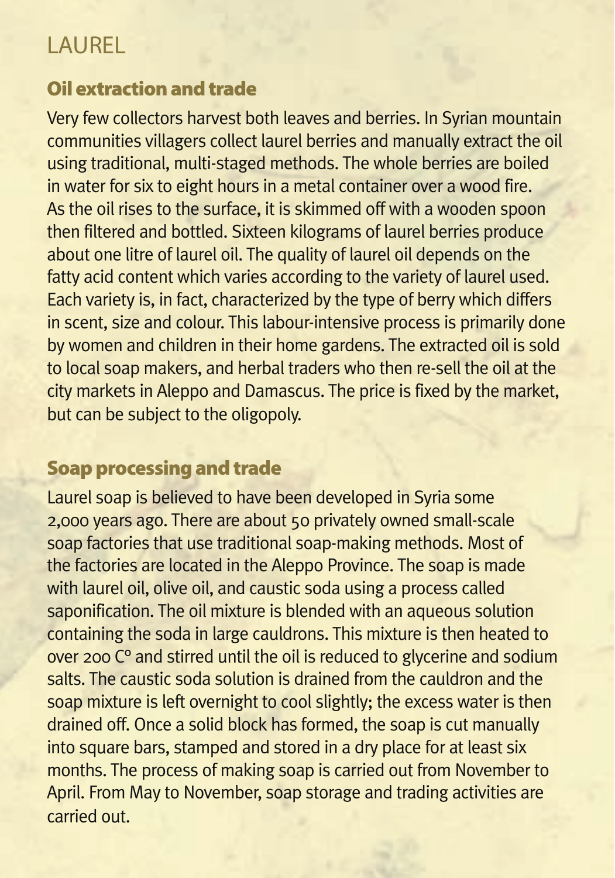# LAUREL

## Oil extraction and trade

Very few collectors harvest both leaves and berries. In Syrian mountain communities villagers collect laurel berries and manually extract the oil using traditional, multi-staged methods. The whole berries are boiled in water for six to eight hours in a metal container over a wood fire. As the oil rises to the surface, it is skimmed off with a wooden spoon then filtered and bottled. Sixteen kilograms of laurel berries produce about one litre of laurel oil. The quality of laurel oil depends on the fatty acid content which varies according to the variety of laurel used. Each variety is, in fact, characterized by the type of berry which differs in scent, size and colour. This labour-intensive process is primarily done by women and children in their home gardens. The extracted oil is sold to local soap makers, and herbal traders who then re-sell the oil at the city markets in Aleppo and Damascus. The price is fixed by the market, but can be subject to the oligopoly.

## Soap processing and trade

Laurel soap is believed to have been developed in Syria some 2,000 years ago. There are about 50 privately owned small-scale soap factories that use traditional soap-making methods. Most of the factories are located in the Aleppo Province. The soap is made with laurel oil, olive oil, and caustic soda using a process called saponification. The oil mixture is blended with an aqueous solution containing the soda in large cauldrons. This mixture is then heated to over 200 C° and stirred until the oil is reduced to glycerine and sodium salts. The caustic soda solution is drained from the cauldron and the soap mixture is left overnight to cool slightly; the excess water is then drained off. Once a solid block has formed, the soap is cut manually into square bars, stamped and stored in a dry place for at least six months. The process of making soap is carried out from November to April. From May to November, soap storage and trading activities are carried out.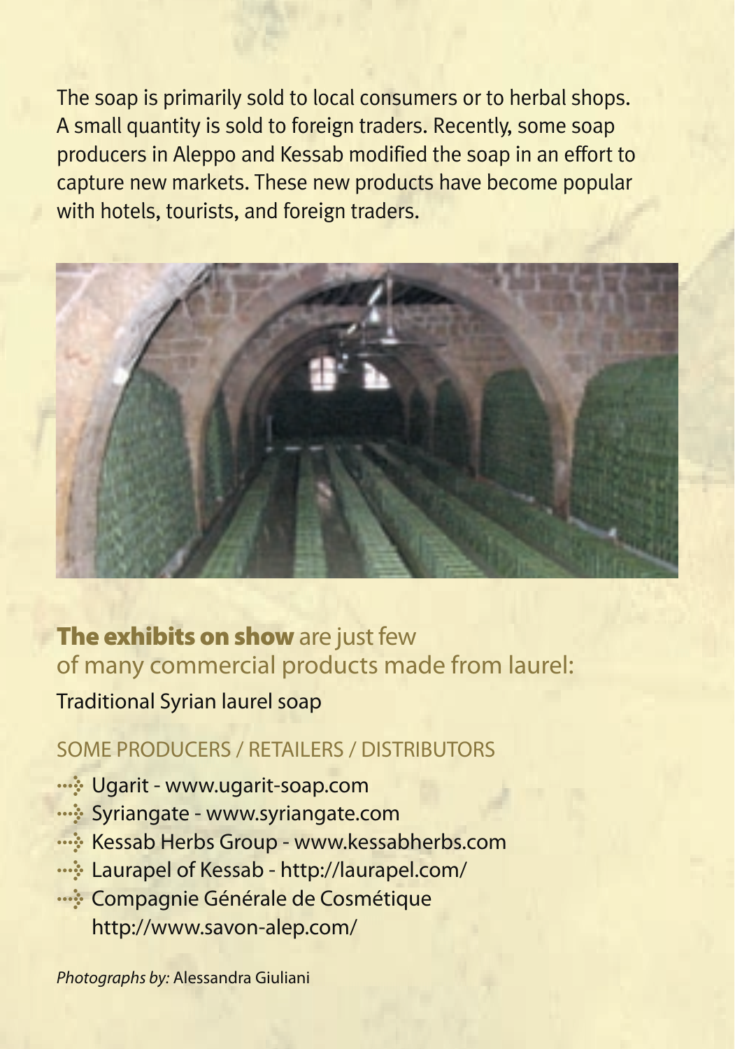The soap is primarily sold to local consumers or to herbal shops. A small quantity is sold to foreign traders. Recently, some soap producers in Aleppo and Kessab modified the soap in an effort to capture new markets. These new products have become popular with hotels, tourists, and foreign traders.

**The exhibits on show** are just few of many commercial products made from laurel:

Traditional Syrian laurel soap

SOME PRODUCERS / RETAILERS / DISTRIBUTORS

- Ugarit - www.ugarit-soap.com
- Syriangate - www.syriangate.com
- Kessab Herbs Group - www.kessabherbs.com
- Laurapel of Kessab - http://laurapel.com/
- Compagnie Générale de Cosmétique http://www.savon-alep.com/

*Photographs by:* Alessandra Giuliani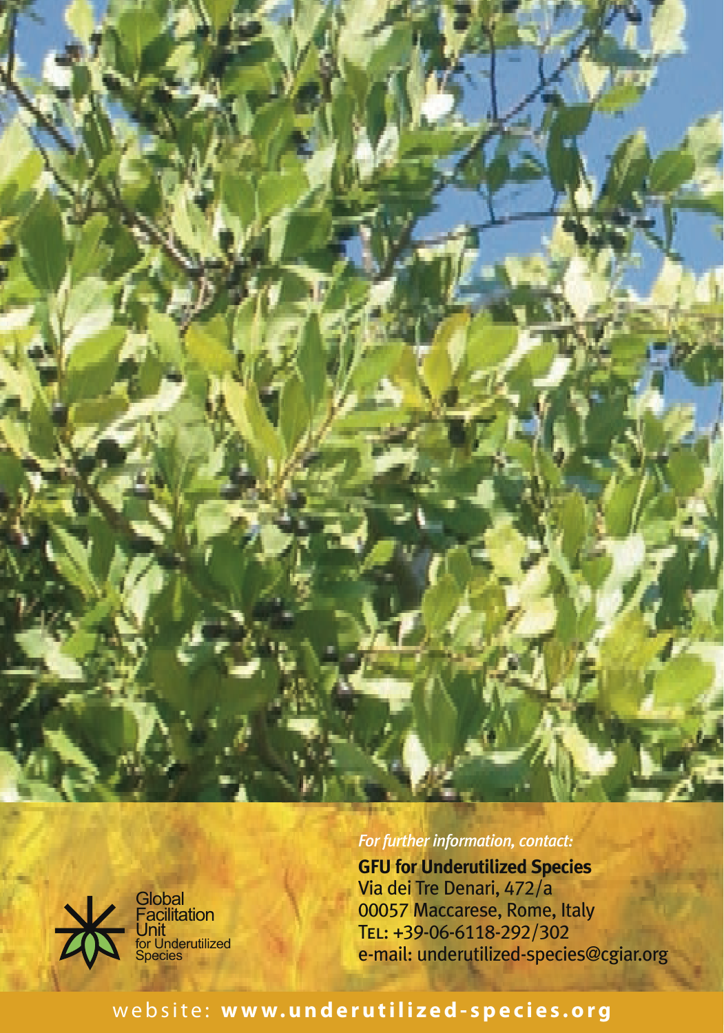Global
Facilitation
Unit
for Underutilized
Species

*For further information, contact:*

**GFU for Underutilized Species**
Via dei Tre Denari, 472/a
00057 Maccarese, Rome, Italy
TEL: +39-06-6118-292/302
e-mail: underutilized-species@cgiar.org

website: **www.underutilized-species.org**